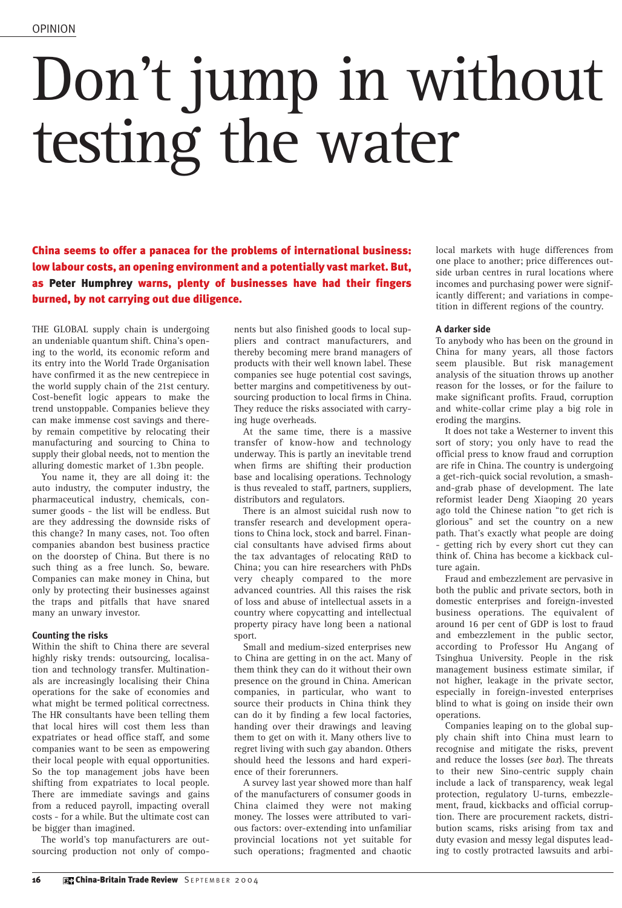OPINION

# Don't jump in without testing the water

**China seems to offer a panacea for the problems of international business: low labour costs, an opening environment and a potentially vast market. But, as Peter Humphrey warns, plenty of businesses have had their fingers burned, by not carrying out due diligence.**

THE GLOBAL supply chain is undergoing an undeniable quantum shift. China's opening to the world, its economic reform and its entry into the World Trade Organisation have confirmed it as the new centrepiece in the world supply chain of the 21st century. Cost-benefit logic appears to make the trend unstoppable. Companies believe they can make immense cost savings and thereby remain competitive by relocating their manufacturing and sourcing to China to supply their global needs, not to mention the alluring domestic market of 1.3bn people.

You name it, they are all doing it: the auto industry, the computer industry, the pharmaceutical industry, chemicals, consumer goods - the list will be endless. But are they addressing the downside risks of this change? In many cases, not. Too often companies abandon best business practice on the doorstep of China. But there is no such thing as a free lunch. So, beware. Companies can make money in China, but only by protecting their businesses against the traps and pitfalls that have snared many an unwary investor.

### Counting the risks

Within the shift to China there are several highly risky trends: outsourcing, localisation and technology transfer. Multinationals are increasingly localising their China operations for the sake of economies and what might be termed political correctness. The HR consultants have been telling them that local hires will cost them less than expatriates or head office staff, and some companies want to be seen as empowering their local people with equal opportunities. So the top management jobs have been shifting from expatriates to local people. There are immediate savings and gains from a reduced payroll, impacting overall costs - for a while. But the ultimate cost can be bigger than imagined.

The world's top manufacturers are outsourcing production not only of components but also finished goods to local suppliers and contract manufacturers, and thereby becoming mere brand managers of products with their well known label. These companies see huge potential cost savings, better margins and competitiveness by outsourcing production to local firms in China. They reduce the risks associated with carrying huge overheads.

At the same time, there is a massive transfer of know-how and technology underway. This is partly an inevitable trend when firms are shifting their production base and localising operations. Technology is thus revealed to staff, partners, suppliers, distributors and regulators.

There is an almost suicidal rush now to transfer research and development operations to China lock, stock and barrel. Financial consultants have advised firms about the tax advantages of relocating R&D to China; you can hire researchers with PhDs very cheaply compared to the more advanced countries. All this raises the risk of loss and abuse of intellectual assets in a country where copycatting and intellectual property piracy have long been a national sport.

Small and medium-sized enterprises new to China are getting in on the act. Many of them think they can do it without their own presence on the ground in China. American companies, in particular, who want to source their products in China think they can do it by finding a few local factories, handing over their drawings and leaving them to get on with it. Many others live to regret living with such gay abandon. Others should heed the lessons and hard experience of their forerunners.

A survey last year showed more than half of the manufacturers of consumer goods in China claimed they were not making money. The losses were attributed to various factors: over-extending into unfamiliar provincial locations not yet suitable for such operations; fragmented and chaotic local markets with huge differences from one place to another; price differences outside urban centres in rural locations where incomes and purchasing power were significantly different; and variations in competition in different regions of the country.

### A darker side

To anybody who has been on the ground in China for many years, all those factors seem plausible. But risk management analysis of the situation throws up another reason for the losses, or for the failure to make significant profits. Fraud, corruption and white-collar crime play a big role in eroding the margins.

It does not take a Westerner to invent this sort of story; you only have to read the official press to know fraud and corruption are rife in China. The country is undergoing a get-rich-quick social revolution, a smash-and-grab phase of development. The late reformist leader Deng Xiaoping 20 years ago told the Chinese nation "to get rich is glorious" and set the country on a new path. That's exactly what people are doing - getting rich by every short cut they can think of. China has become a kickback culture again.

Fraud and embezzlement are pervasive in both the public and private sectors, both in domestic enterprises and foreign-invested business operations. The equivalent of around 16 per cent of GDP is lost to fraud and embezzlement in the public sector, according to Professor Hu Angang of Tsinghua University. People in the risk management business estimate similar, if not higher, leakage in the private sector, especially in foreign-invested enterprises blind to what is going on inside their own operations.

Companies leaping on to the global supply chain shift into China must learn to recognise and mitigate the risks, prevent and reduce the losses (*see box*). The threats to their new Sino-centric supply chain include a lack of transparency, weak legal protection, regulatory U-turns, embezzlement, fraud, kickbacks and official corruption. There are procurement rackets, distribution scams, risks arising from tax and duty evasion and messy legal disputes leading to costly protracted lawsuits and arbi-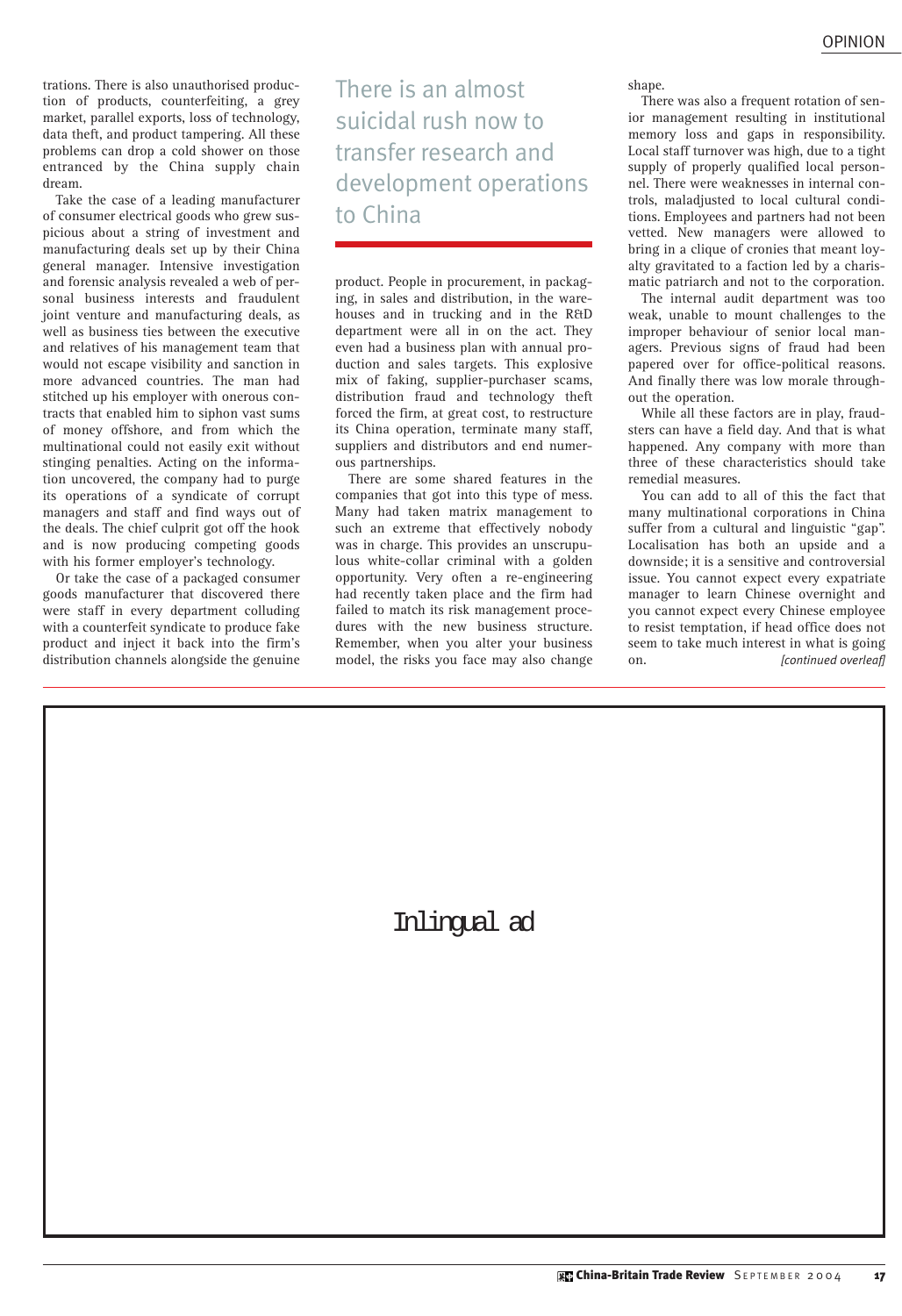trations. There is also unauthorised production of products, counterfeiting, a grey market, parallel exports, loss of technology, data theft, and product tampering. All these problems can drop a cold shower on those entranced by the China supply chain dream.

Take the case of a leading manufacturer of consumer electrical goods who grew suspicious about a string of investment and manufacturing deals set up by their China general manager. Intensive investigation and forensic analysis revealed a web of personal business interests and fraudulent joint venture and manufacturing deals, as well as business ties between the executive and relatives of his management team that would not escape visibility and sanction in more advanced countries. The man had stitched up his employer with onerous contracts that enabled him to siphon vast sums of money offshore, and from which the multinational could not easily exit without stinging penalties. Acting on the information uncovered, the company had to purge its operations of a syndicate of corrupt managers and staff and find ways out of the deals. The chief culprit got off the hook and is now producing competing goods with his former employer's technology.

Or take the case of a packaged consumer goods manufacturer that discovered there were staff in every department colluding with a counterfeit syndicate to produce fake product and inject it back into the firm's distribution channels alongside the genuine product. People in procurement, in packaging, in sales and distribution, in the warehouses and in trucking and in the R&D department were all in on the act. They even had a business plan with annual production and sales targets. This explosive mix of faking, supplier-purchaser scams, distribution fraud and technology theft forced the firm, at great cost, to restructure its China operation, terminate many staff, suppliers and distributors and end numerous partnerships.

> There is an almost suicidal rush now to transfer research and development operations to China

There are some shared features in the companies that got into this type of mess. Many had taken matrix management to such an extreme that effectively nobody was in charge. This provides an unscrupulous white-collar criminal with a golden opportunity. Very often a re-engineering had recently taken place and the firm had failed to match its risk management procedures with the new business structure. Remember, when you alter your business model, the risks you face may also change shape.

There was also a frequent rotation of senior management resulting in institutional memory loss and gaps in responsibility. Local staff turnover was high, due to a tight supply of properly qualified local personnel. There were weaknesses in internal controls, maladjusted to local cultural conditions. Employees and partners had not been vetted. New managers were allowed to bring in a clique of cronies that meant loyalty gravitated to a faction led by a charismatic patriarch and not to the corporation.

The internal audit department was too weak, unable to mount challenges to the improper behaviour of senior local managers. Previous signs of fraud had been papered over for office-political reasons. And finally there was low morale throughout the operation.

While all these factors are in play, fraudsters can have a field day. And that is what happened. Any company with more than three of these characteristics should take remedial measures.

You can add to all of this the fact that many multinational corporations in China suffer from a cultural and linguistic "gap". Localisation has both an upside and a downside; it is a sensitive and controversial issue. You cannot expect every expatriate manager to learn Chinese overnight and you cannot expect every Chinese employee to resist temptation, if head office does not seem to take much interest in what is going on. *[continued overleaf]*

Inlingual ad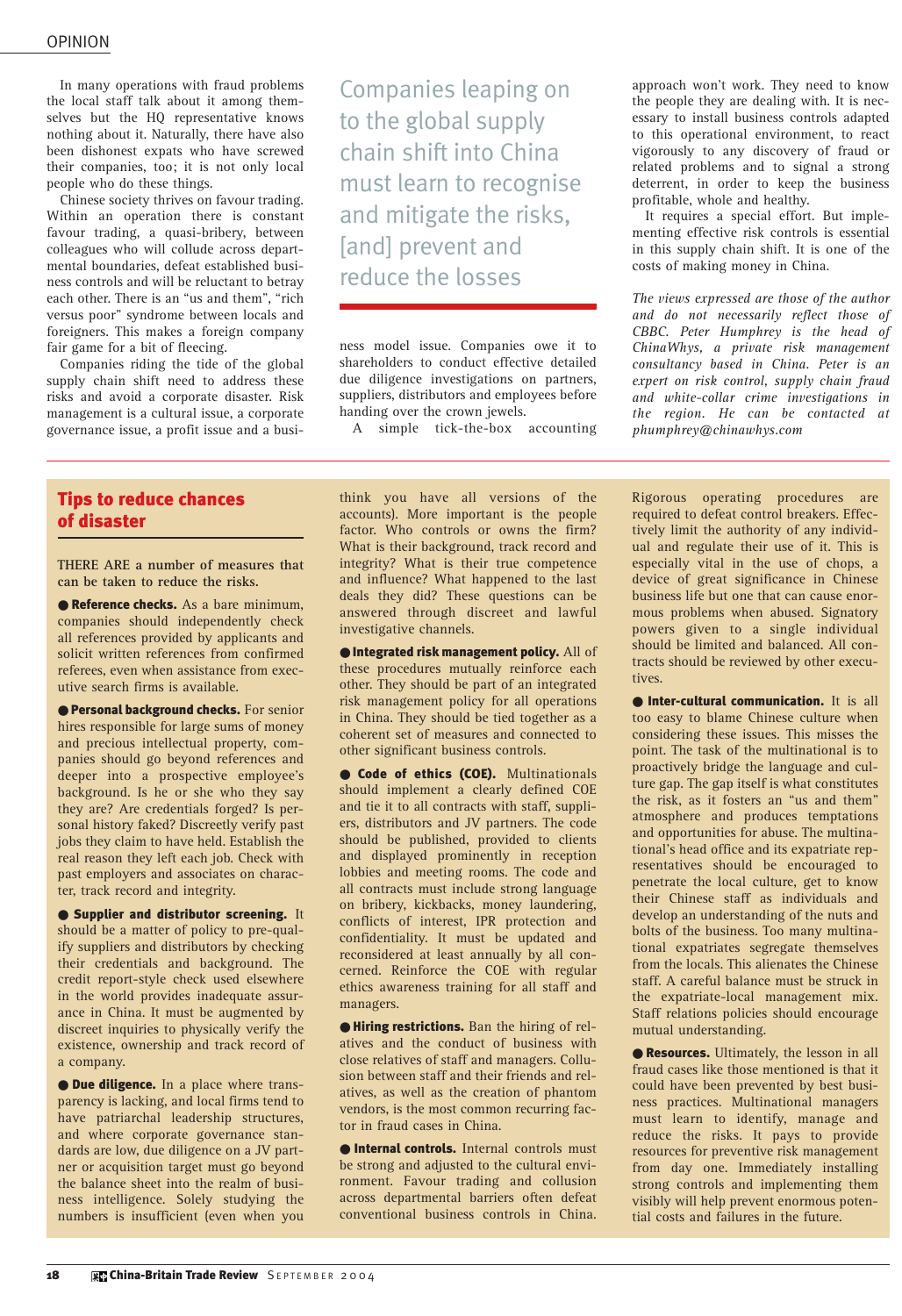In many operations with fraud problems the local staff talk about it among themselves but the HQ representative knows nothing about it. Naturally, there have also been dishonest expats who have screwed their companies, too; it is not only local people who do these things.

Chinese society thrives on favour trading. Within an operation there is constant favour trading, a quasi-bribery, between colleagues who will collude across departmental boundaries, defeat established business controls and will be reluctant to betray each other. There is an "us and them", "rich versus poor" syndrome between locals and foreigners. This makes a foreign company fair game for a bit of fleecing.

Companies riding the tide of the global supply chain shift need to address these risks and avoid a corporate disaster. Risk management is a cultural issue, a corporate governance issue, a profit issue and a business model issue. Companies owe it to shareholders to conduct effective detailed due diligence investigations on partners, suppliers, distributors and employees before handing over the crown jewels.

> Companies leaping on to the global supply chain shift into China must learn to recognise and mitigate the risks, [and] prevent and reduce the losses

A simple tick-the-box accounting approach won't work. They need to know the people they are dealing with. It is necessary to install business controls adapted to this operational environment, to react vigorously to any discovery of fraud or related problems and to signal a strong deterrent, in order to keep the business profitable, whole and healthy.

It requires a special effort. But implementing effective risk controls is essential in this supply chain shift. It is one of the costs of making money in China.

*The views expressed are those of the author and do not necessarily reflect those of CBBC. Peter Humphrey is the head of ChinaWhys, a private risk management consultancy based in China. Peter is an expert on risk control, supply chain fraud and white-collar crime investigations in the region. He can be contacted at phumphrey@chinawhys.com*

## Tips to reduce chances of disaster

THERE ARE a number of measures that can be taken to reduce the risks.

- **Reference checks.** As a bare minimum, companies should independently check all references provided by applicants and solicit written references from confirmed referees, even when assistance from executive search firms is available.

- **Personal background checks.** For senior hires responsible for large sums of money and precious intellectual property, companies should go beyond references and deeper into a prospective employee's background. Is he or she who they say they are? Are credentials forged? Is personal history faked? Discreetly verify past jobs they claim to have held. Establish the real reason they left each job. Check with past employers and associates on character, track record and integrity.

- **Supplier and distributor screening.** It should be a matter of policy to pre-qualify suppliers and distributors by checking their credentials and background. The credit report-style check used elsewhere in the world provides inadequate assurance in China. It must be augmented by discreet inquiries to physically verify the existence, ownership and track record of a company.

- **Due diligence.** In a place where transparency is lacking, and local firms tend to have patriarchal leadership structures, and where corporate governance standards are low, due diligence on a JV partner or acquisition target must go beyond the balance sheet into the realm of business intelligence. Solely studying the numbers is insufficient (even when you think you have all versions of the accounts). More important is the people factor. Who controls or owns the firm? What is their background, track record and integrity? What is their true competence and influence? What happened to the last deals they did? These questions can be answered through discreet and lawful investigative channels.

- **Integrated risk management policy.** All of these procedures mutually reinforce each other. They should be part of an integrated risk management policy for all operations in China. They should be tied together as a coherent set of measures and connected to other significant business controls.

- **Code of ethics (COE).** Multinationals should implement a clearly defined COE and tie it to all contracts with staff, suppliers, distributors and JV partners. The code should be published, provided to clients and displayed prominently in reception lobbies and meeting rooms. The code and all contracts must include strong language on bribery, kickbacks, money laundering, conflicts of interest, IPR protection and confidentiality. It must be updated and reconsidered at least annually by all concerned. Reinforce the COE with regular ethics awareness training for all staff and managers.

- **Hiring restrictions.** Ban the hiring of relatives and the conduct of business with close relatives of staff and managers. Collusion between staff and their friends and relatives, as well as the creation of phantom vendors, is the most common recurring factor in fraud cases in China.

- **Internal controls.** Internal controls must be strong and adjusted to the cultural environment. Favour trading and collusion across departmental barriers often defeat conventional business controls in China. Rigorous operating procedures are required to defeat control breakers. Effectively limit the authority of any individual and regulate their use of it. This is especially vital in the use of chops, a device of great significance in Chinese business life but one that can cause enormous problems when abused. Signatory powers given to a single individual should be limited and balanced. All contracts should be reviewed by other executives.

- **Inter-cultural communication.** It is all too easy to blame Chinese culture when considering these issues. This misses the point. The task of the multinational is to proactively bridge the language and culture gap. The gap itself is what constitutes the risk, as it fosters an "us and them" atmosphere and produces temptations and opportunities for abuse. The multinational's head office and its expatriate representatives should be encouraged to penetrate the local culture, get to know their Chinese staff as individuals and develop an understanding of the nuts and bolts of the business. Too many multinational expatriates segregate themselves from the locals. This alienates the Chinese staff. A careful balance must be struck in the expatriate-local management mix. Staff relations policies should encourage mutual understanding.

- **Resources.** Ultimately, the lesson in all fraud cases like those mentioned is that it could have been prevented by best business practices. Multinational managers must learn to identify, manage and reduce the risks. It pays to provide resources for preventive risk management from day one. Immediately installing strong controls and implementing them visibly will help prevent enormous potential costs and failures in the future.